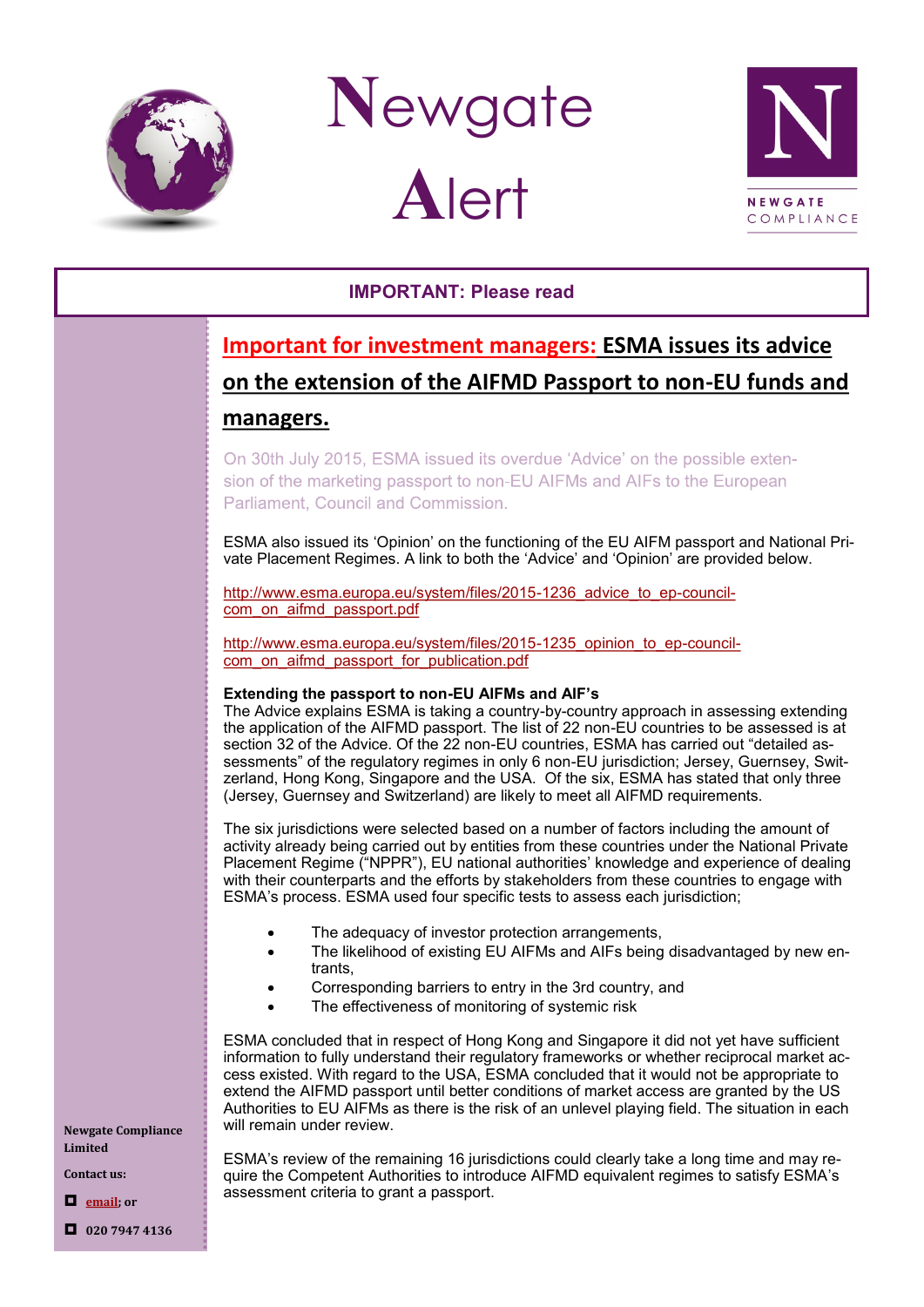# Newgate Alert

NEWGATE COMPLIANCE

**IMPORTANT: Please read**

## Important for investment managers: ESMA issues its advice on the extension of the AIFMD Passport to non-EU funds and managers.

On 30th July 2015, ESMA issued its overdue 'Advice' on the possible extension of the marketing passport to non-EU AIFMs and AIFs to the European Parliament, Council and Commission.

ESMA also issued its 'Opinion' on the functioning of the EU AIFM passport and National Private Placement Regimes. A link to both the 'Advice' and 'Opinion' are provided below.

http://www.esma.europa.eu/system/files/2015-1236_advice_to_ep-council-com_on_aifmd_passport.pdf

http://www.esma.europa.eu/system/files/2015-1235_opinion_to_ep-council-com_on_aifmd_passport_for_publication.pdf

**Extending the passport to non-EU AIFMs and AIF's**

The Advice explains ESMA is taking a country-by-country approach in assessing extending the application of the AIFMD passport. The list of 22 non-EU countries to be assessed is at section 32 of the Advice. Of the 22 non-EU countries, ESMA has carried out "detailed assessments" of the regulatory regimes in only 6 non-EU jurisdiction; Jersey, Guernsey, Switzerland, Hong Kong, Singapore and the USA. Of the six, ESMA has stated that only three (Jersey, Guernsey and Switzerland) are likely to meet all AIFMD requirements.

The six jurisdictions were selected based on a number of factors including the amount of activity already being carried out by entities from these countries under the National Private Placement Regime ("NPPR"), EU national authorities' knowledge and experience of dealing with their counterparts and the efforts by stakeholders from these countries to engage with ESMA's process. ESMA used four specific tests to assess each jurisdiction;

- The adequacy of investor protection arrangements,
- The likelihood of existing EU AIFMs and AIFs being disadvantaged by new entrants,
- Corresponding barriers to entry in the 3rd country, and
- The effectiveness of monitoring of systemic risk

ESMA concluded that in respect of Hong Kong and Singapore it did not yet have sufficient information to fully understand their regulatory frameworks or whether reciprocal market access existed. With regard to the USA, ESMA concluded that it would not be appropriate to extend the AIFMD passport until better conditions of market access are granted by the US Authorities to EU AIFMs as there is the risk of an unlevel playing field. The situation in each will remain under review.

ESMA's review of the remaining 16 jurisdictions could clearly take a long time and may require the Competent Authorities to introduce AIFMD equivalent regimes to satisfy ESMA's assessment criteria to grant a passport.

**Newgate Compliance Limited**

**Contact us:**

- **email; or**
- **020 7947 4136**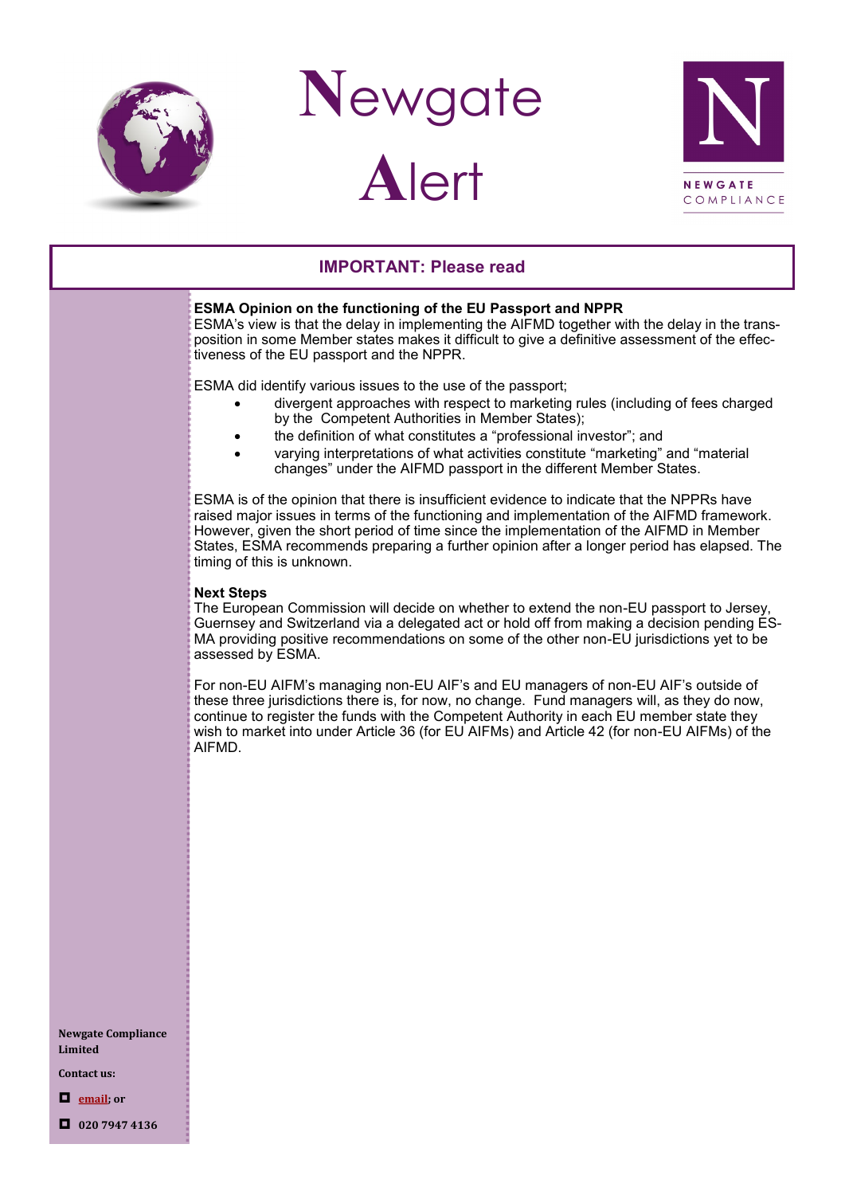# Newgate Alert

**IMPORTANT: Please read**

**ESMA Opinion on the functioning of the EU Passport and NPPR**

ESMA's view is that the delay in implementing the AIFMD together with the delay in the transposition in some Member states makes it difficult to give a definitive assessment of the effectiveness of the EU passport and the NPPR.

ESMA did identify various issues to the use of the passport;

- divergent approaches with respect to marketing rules (including of fees charged by the Competent Authorities in Member States);
- the definition of what constitutes a "professional investor"; and
- varying interpretations of what activities constitute "marketing" and "material changes" under the AIFMD passport in the different Member States.

ESMA is of the opinion that there is insufficient evidence to indicate that the NPPRs have raised major issues in terms of the functioning and implementation of the AIFMD framework. However, given the short period of time since the implementation of the AIFMD in Member States, ESMA recommends preparing a further opinion after a longer period has elapsed. The timing of this is unknown.

**Next Steps**

The European Commission will decide on whether to extend the non-EU passport to Jersey, Guernsey and Switzerland via a delegated act or hold off from making a decision pending ESMA providing positive recommendations on some of the other non-EU jurisdictions yet to be assessed by ESMA.

For non-EU AIFM's managing non-EU AIF's and EU managers of non-EU AIF's outside of these three jurisdictions there is, for now, no change. Fund managers will, as they do now, continue to register the funds with the Competent Authority in each EU member state they wish to market into under Article 36 (for EU AIFMs) and Article 42 (for non-EU AIFMs) of the AIFMD.

**Newgate Compliance Limited**

**Contact us:**

- **email; or**
- **020 7947 4136**